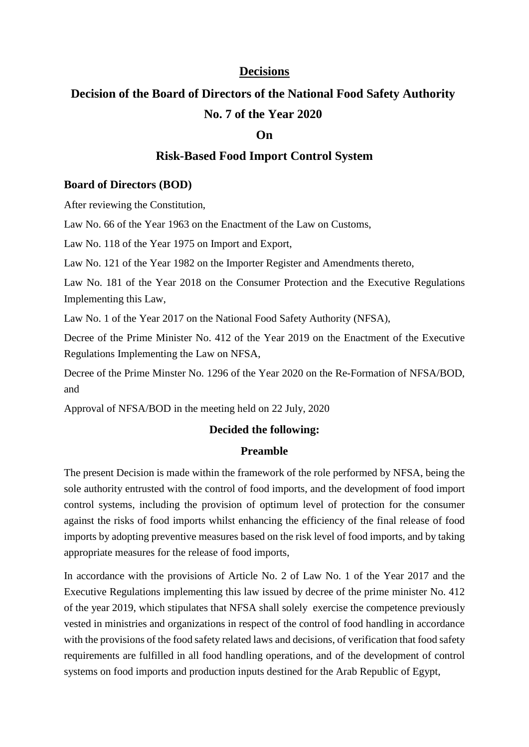## Decisions

# Decision of the Board of Directors of the National Food Safety Authority No. 7 of the Year 2020

## On

## Risk-Based Food Import Control System

**Board of Directors (BOD)**

After reviewing the Constitution,

Law No. 66 of the Year 1963 on the Enactment of the Law on Customs,

Law No. 118 of the Year 1975 on Import and Export,

Law No. 121 of the Year 1982 on the Importer Register and Amendments thereto,

Law No. 181 of the Year 2018 on the Consumer Protection and the Executive Regulations Implementing this Law,

Law No. 1 of the Year 2017 on the National Food Safety Authority (NFSA),

Decree of the Prime Minister No. 412 of the Year 2019 on the Enactment of the Executive Regulations Implementing the Law on NFSA,

Decree of the Prime Minster No. 1296 of the Year 2020 on the Re-Formation of NFSA/BOD, and

Approval of NFSA/BOD in the meeting held on 22 July, 2020

**Decided the following:**

**Preamble**

The present Decision is made within the framework of the role performed by NFSA, being the sole authority entrusted with the control of food imports, and the development of food import control systems, including the provision of optimum level of protection for the consumer against the risks of food imports whilst enhancing the efficiency of the final release of food imports by adopting preventive measures based on the risk level of food imports, and by taking appropriate measures for the release of food imports,

In accordance with the provisions of Article No. 2 of Law No. 1 of the Year 2017 and the Executive Regulations implementing this law issued by decree of the prime minister No. 412 of the year 2019, which stipulates that NFSA shall solely exercise the competence previously vested in ministries and organizations in respect of the control of food handling in accordance with the provisions of the food safety related laws and decisions, of verification that food safety requirements are fulfilled in all food handling operations, and of the development of control systems on food imports and production inputs destined for the Arab Republic of Egypt,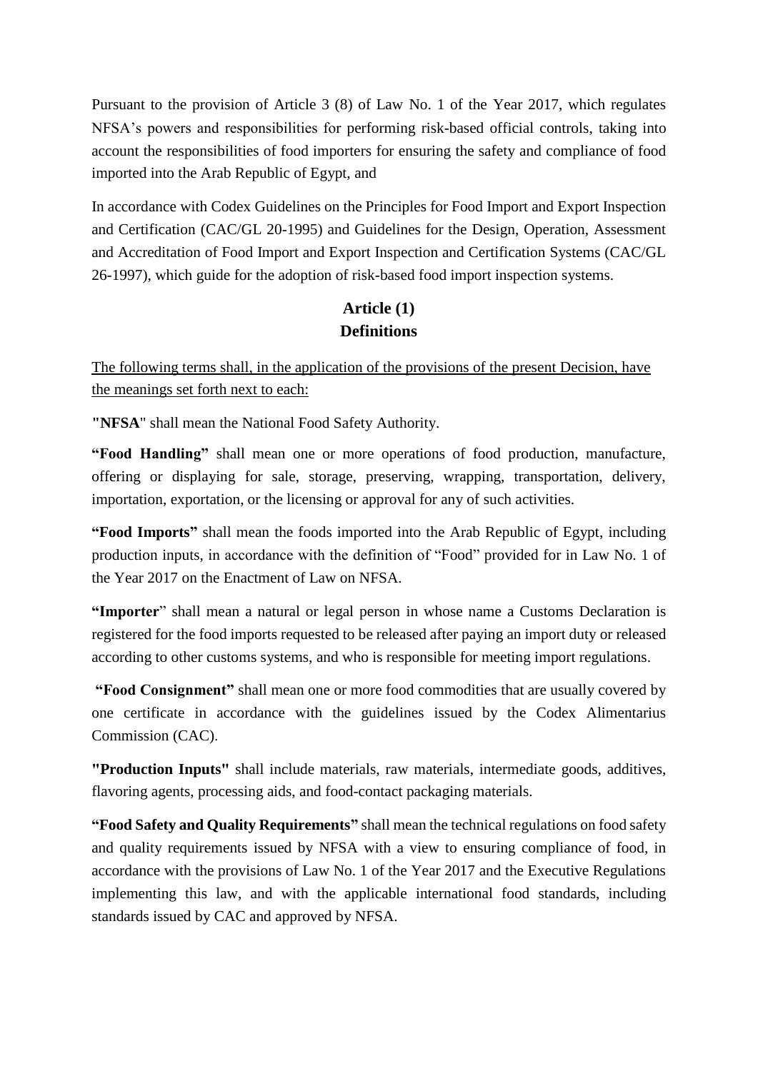Pursuant to the provision of Article 3 (8) of Law No. 1 of the Year 2017, which regulates NFSA's powers and responsibilities for performing risk-based official controls, taking into account the responsibilities of food importers for ensuring the safety and compliance of food imported into the Arab Republic of Egypt, and

In accordance with Codex Guidelines on the Principles for Food Import and Export Inspection and Certification (CAC/GL 20-1995) and Guidelines for the Design, Operation, Assessment and Accreditation of Food Import and Export Inspection and Certification Systems (CAC/GL 26-1997), which guide for the adoption of risk-based food import inspection systems.

## Article (1)
## Definitions

The following terms shall, in the application of the provisions of the present Decision, have the meanings set forth next to each:

**"NFSA"** shall mean the National Food Safety Authority.

**"Food Handling"** shall mean one or more operations of food production, manufacture, offering or displaying for sale, storage, preserving, wrapping, transportation, delivery, importation, exportation, or the licensing or approval for any of such activities.

**"Food Imports"** shall mean the foods imported into the Arab Republic of Egypt, including production inputs, in accordance with the definition of "Food" provided for in Law No. 1 of the Year 2017 on the Enactment of Law on NFSA.

**"Importer"** shall mean a natural or legal person in whose name a Customs Declaration is registered for the food imports requested to be released after paying an import duty or released according to other customs systems, and who is responsible for meeting import regulations.

**"Food Consignment"** shall mean one or more food commodities that are usually covered by one certificate in accordance with the guidelines issued by the Codex Alimentarius Commission (CAC).

**"Production Inputs"** shall include materials, raw materials, intermediate goods, additives, flavoring agents, processing aids, and food-contact packaging materials.

**"Food Safety and Quality Requirements"** shall mean the technical regulations on food safety and quality requirements issued by NFSA with a view to ensuring compliance of food, in accordance with the provisions of Law No. 1 of the Year 2017 and the Executive Regulations implementing this law, and with the applicable international food standards, including standards issued by CAC and approved by NFSA.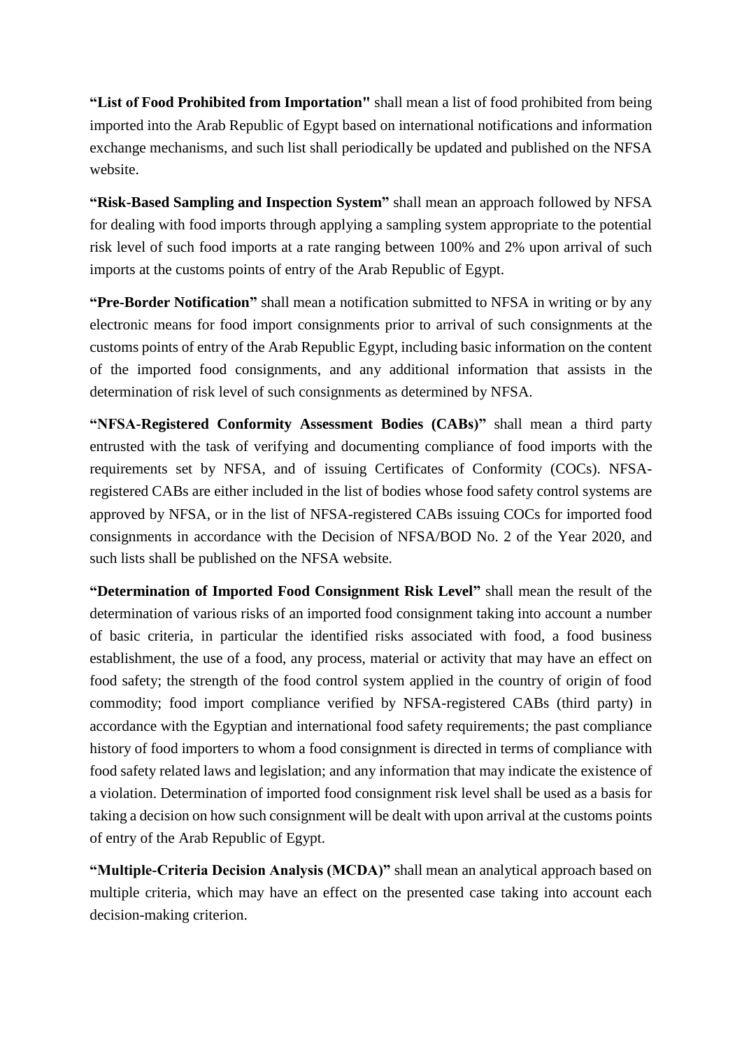**"List of Food Prohibited from Importation"** shall mean a list of food prohibited from being imported into the Arab Republic of Egypt based on international notifications and information exchange mechanisms, and such list shall periodically be updated and published on the NFSA website.

**"Risk-Based Sampling and Inspection System"** shall mean an approach followed by NFSA for dealing with food imports through applying a sampling system appropriate to the potential risk level of such food imports at a rate ranging between 100% and 2% upon arrival of such imports at the customs points of entry of the Arab Republic of Egypt.

**"Pre-Border Notification"** shall mean a notification submitted to NFSA in writing or by any electronic means for food import consignments prior to arrival of such consignments at the customs points of entry of the Arab Republic Egypt, including basic information on the content of the imported food consignments, and any additional information that assists in the determination of risk level of such consignments as determined by NFSA.

**"NFSA-Registered Conformity Assessment Bodies (CABs)"** shall mean a third party entrusted with the task of verifying and documenting compliance of food imports with the requirements set by NFSA, and of issuing Certificates of Conformity (COCs). NFSA-registered CABs are either included in the list of bodies whose food safety control systems are approved by NFSA, or in the list of NFSA-registered CABs issuing COCs for imported food consignments in accordance with the Decision of NFSA/BOD No. 2 of the Year 2020, and such lists shall be published on the NFSA website.

**"Determination of Imported Food Consignment Risk Level"** shall mean the result of the determination of various risks of an imported food consignment taking into account a number of basic criteria, in particular the identified risks associated with food, a food business establishment, the use of a food, any process, material or activity that may have an effect on food safety; the strength of the food control system applied in the country of origin of food commodity; food import compliance verified by NFSA-registered CABs (third party) in accordance with the Egyptian and international food safety requirements; the past compliance history of food importers to whom a food consignment is directed in terms of compliance with food safety related laws and legislation; and any information that may indicate the existence of a violation. Determination of imported food consignment risk level shall be used as a basis for taking a decision on how such consignment will be dealt with upon arrival at the customs points of entry of the Arab Republic of Egypt.

**"Multiple-Criteria Decision Analysis (MCDA)"** shall mean an analytical approach based on multiple criteria, which may have an effect on the presented case taking into account each decision-making criterion.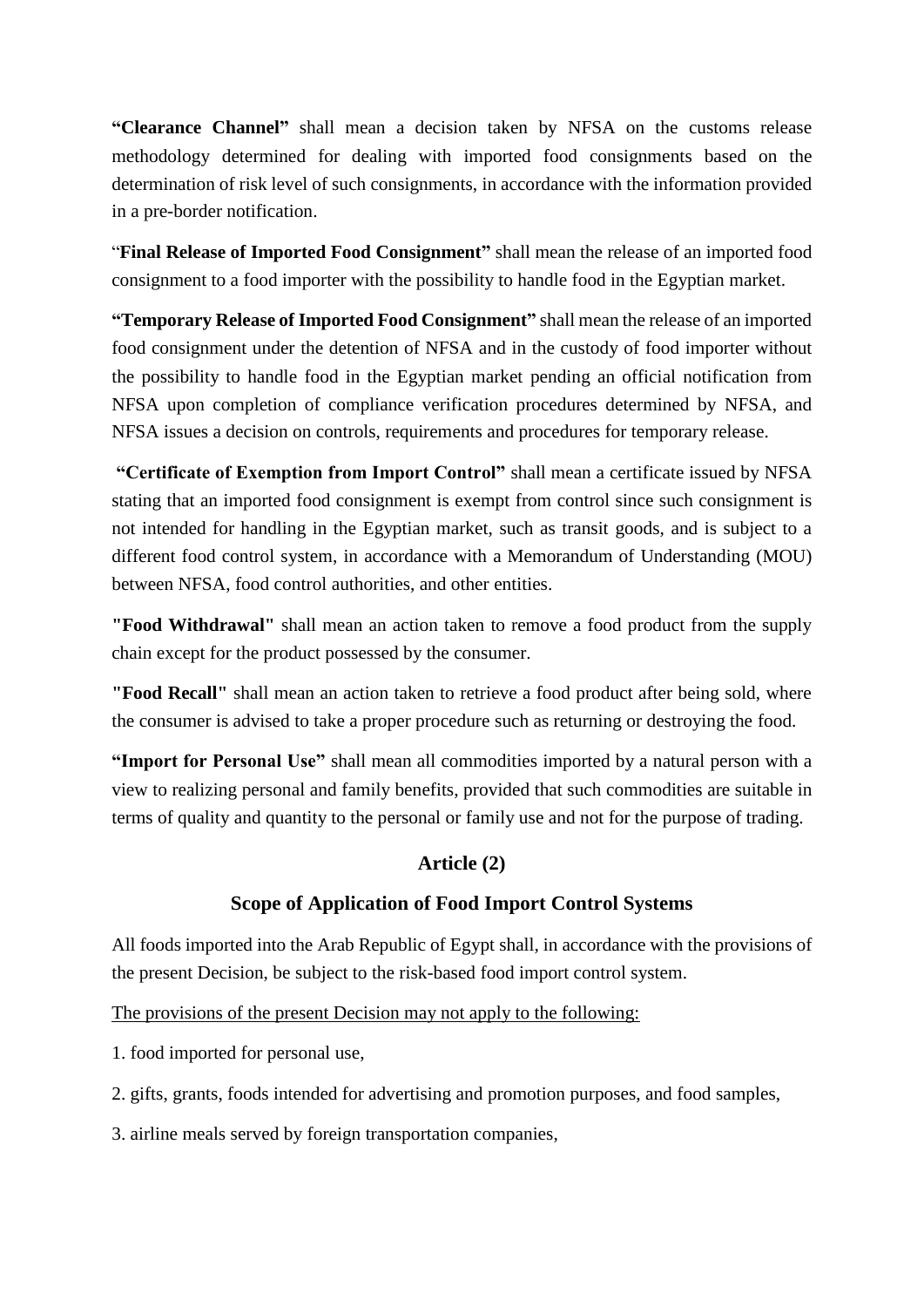**"Clearance Channel"** shall mean a decision taken by NFSA on the customs release methodology determined for dealing with imported food consignments based on the determination of risk level of such consignments, in accordance with the information provided in a pre-border notification.

"**Final Release of Imported Food Consignment"** shall mean the release of an imported food consignment to a food importer with the possibility to handle food in the Egyptian market.

**"Temporary Release of Imported Food Consignment"** shall mean the release of an imported food consignment under the detention of NFSA and in the custody of food importer without the possibility to handle food in the Egyptian market pending an official notification from NFSA upon completion of compliance verification procedures determined by NFSA, and NFSA issues a decision on controls, requirements and procedures for temporary release.

**"Certificate of Exemption from Import Control"** shall mean a certificate issued by NFSA stating that an imported food consignment is exempt from control since such consignment is not intended for handling in the Egyptian market, such as transit goods, and is subject to a different food control system, in accordance with a Memorandum of Understanding (MOU) between NFSA, food control authorities, and other entities.

**"Food Withdrawal"** shall mean an action taken to remove a food product from the supply chain except for the product possessed by the consumer.

**"Food Recall"** shall mean an action taken to retrieve a food product after being sold, where the consumer is advised to take a proper procedure such as returning or destroying the food.

**"Import for Personal Use"** shall mean all commodities imported by a natural person with a view to realizing personal and family benefits, provided that such commodities are suitable in terms of quality and quantity to the personal or family use and not for the purpose of trading.

## Article (2)

## Scope of Application of Food Import Control Systems

All foods imported into the Arab Republic of Egypt shall, in accordance with the provisions of the present Decision, be subject to the risk-based food import control system.

The provisions of the present Decision may not apply to the following:

1. food imported for personal use,

2. gifts, grants, foods intended for advertising and promotion purposes, and food samples,

3. airline meals served by foreign transportation companies,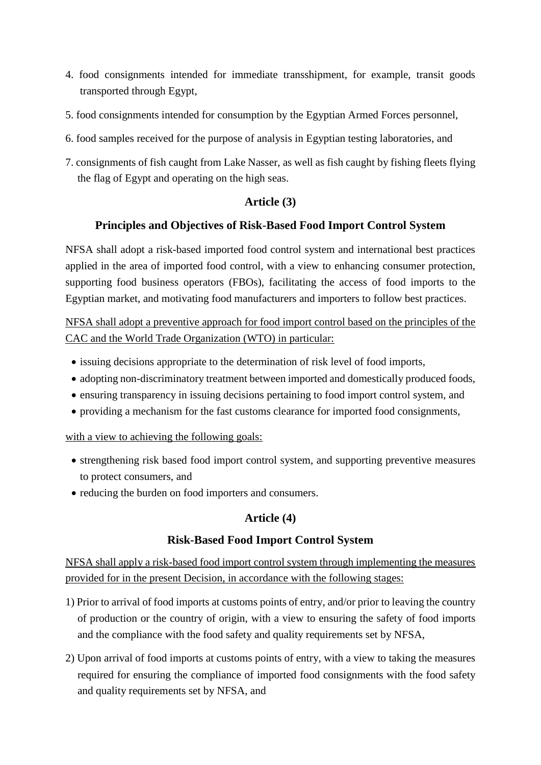4. food consignments intended for immediate transshipment, for example, transit goods transported through Egypt,
5. food consignments intended for consumption by the Egyptian Armed Forces personnel,
6. food samples received for the purpose of analysis in Egyptian testing laboratories, and
7. consignments of fish caught from Lake Nasser, as well as fish caught by fishing fleets flying the flag of Egypt and operating on the high seas.

## Article (3)

## Principles and Objectives of Risk-Based Food Import Control System

NFSA shall adopt a risk-based imported food control system and international best practices applied in the area of imported food control, with a view to enhancing consumer protection, supporting food business operators (FBOs), facilitating the access of food imports to the Egyptian market, and motivating food manufacturers and importers to follow best practices.

NFSA shall adopt a preventive approach for food import control based on the principles of the CAC and the World Trade Organization (WTO) in particular:

- issuing decisions appropriate to the determination of risk level of food imports,
- adopting non-discriminatory treatment between imported and domestically produced foods,
- ensuring transparency in issuing decisions pertaining to food import control system, and
- providing a mechanism for the fast customs clearance for imported food consignments,

with a view to achieving the following goals:

- strengthening risk based food import control system, and supporting preventive measures to protect consumers, and
- reducing the burden on food importers and consumers.

## Article (4)

## Risk-Based Food Import Control System

NFSA shall apply a risk-based food import control system through implementing the measures provided for in the present Decision, in accordance with the following stages:

1) Prior to arrival of food imports at customs points of entry, and/or prior to leaving the country of production or the country of origin, with a view to ensuring the safety of food imports and the compliance with the food safety and quality requirements set by NFSA,
2) Upon arrival of food imports at customs points of entry, with a view to taking the measures required for ensuring the compliance of imported food consignments with the food safety and quality requirements set by NFSA, and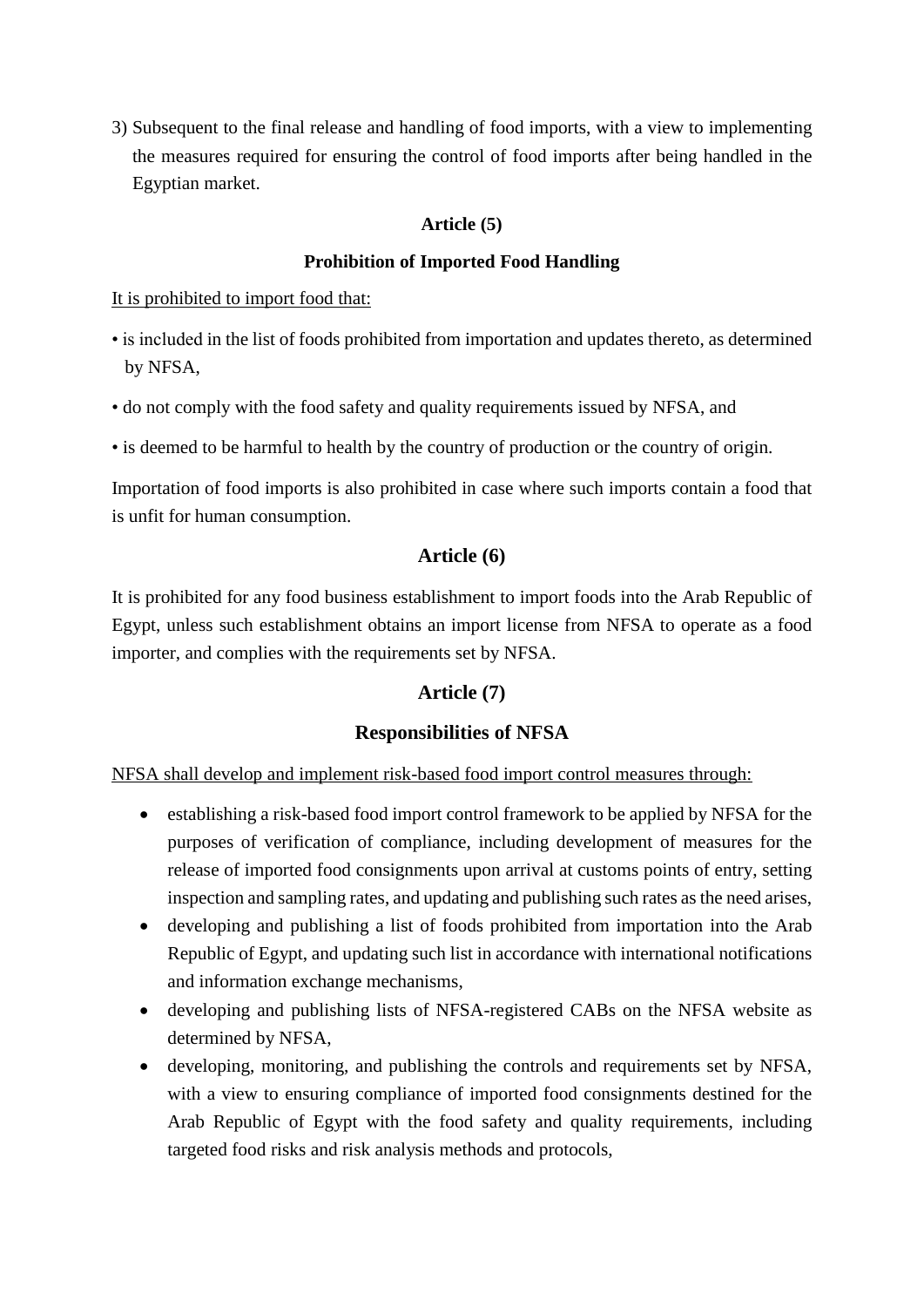3) Subsequent to the final release and handling of food imports, with a view to implementing the measures required for ensuring the control of food imports after being handled in the Egyptian market.

### Article (5)

### Prohibition of Imported Food Handling

It is prohibited to import food that:

- is included in the list of foods prohibited from importation and updates thereto, as determined by NFSA,
- do not comply with the food safety and quality requirements issued by NFSA, and
- is deemed to be harmful to health by the country of production or the country of origin.

Importation of food imports is also prohibited in case where such imports contain a food that is unfit for human consumption.

### Article (6)

It is prohibited for any food business establishment to import foods into the Arab Republic of Egypt, unless such establishment obtains an import license from NFSA to operate as a food importer, and complies with the requirements set by NFSA.

### Article (7)

### Responsibilities of NFSA

NFSA shall develop and implement risk-based food import control measures through:

- establishing a risk-based food import control framework to be applied by NFSA for the purposes of verification of compliance, including development of measures for the release of imported food consignments upon arrival at customs points of entry, setting inspection and sampling rates, and updating and publishing such rates as the need arises,
- developing and publishing a list of foods prohibited from importation into the Arab Republic of Egypt, and updating such list in accordance with international notifications and information exchange mechanisms,
- developing and publishing lists of NFSA-registered CABs on the NFSA website as determined by NFSA,
- developing, monitoring, and publishing the controls and requirements set by NFSA, with a view to ensuring compliance of imported food consignments destined for the Arab Republic of Egypt with the food safety and quality requirements, including targeted food risks and risk analysis methods and protocols,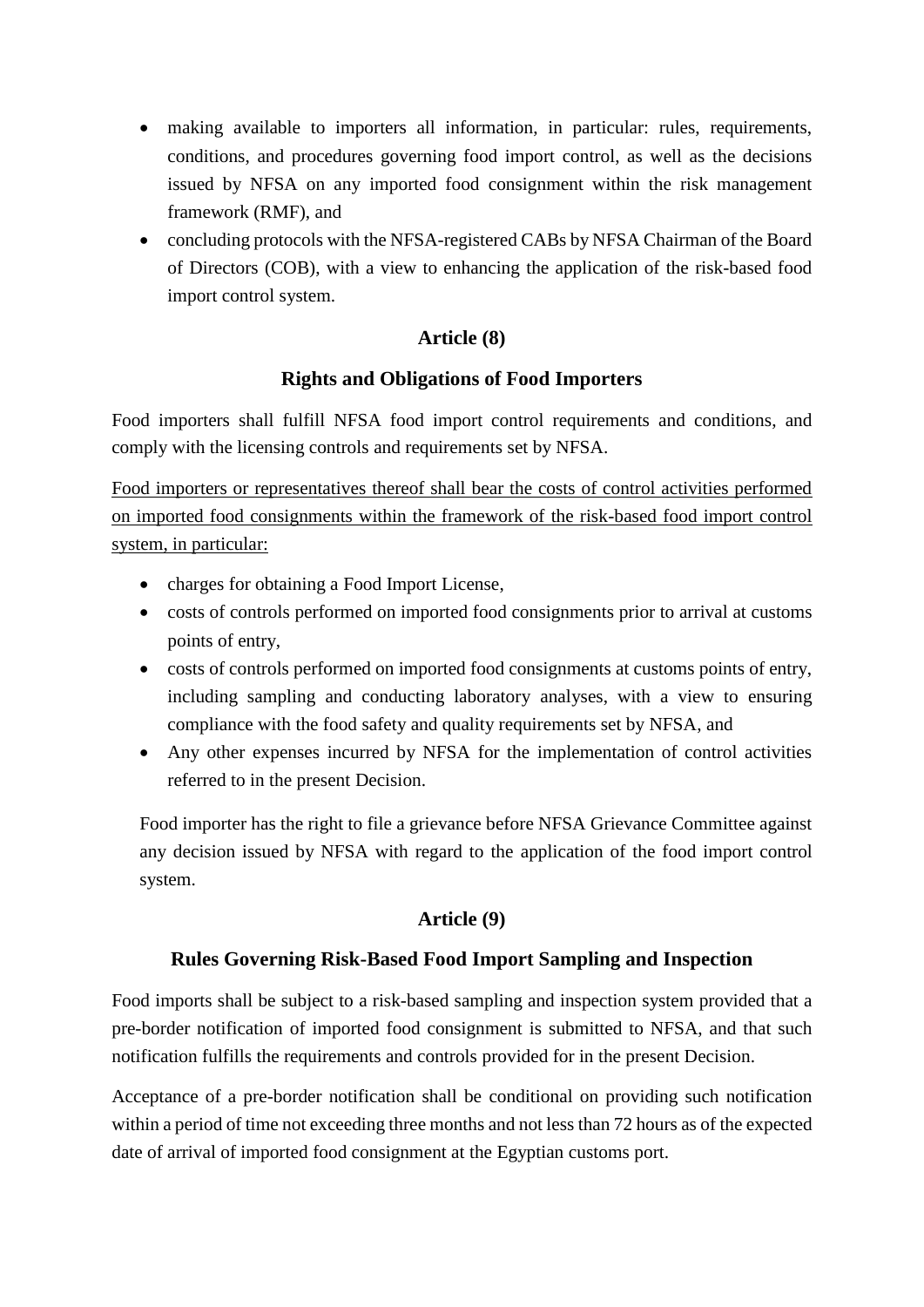- making available to importers all information, in particular: rules, requirements, conditions, and procedures governing food import control, as well as the decisions issued by NFSA on any imported food consignment within the risk management framework (RMF), and
- concluding protocols with the NFSA-registered CABs by NFSA Chairman of the Board of Directors (COB), with a view to enhancing the application of the risk-based food import control system.

## Article (8)

## Rights and Obligations of Food Importers

Food importers shall fulfill NFSA food import control requirements and conditions, and comply with the licensing controls and requirements set by NFSA.

Food importers or representatives thereof shall bear the costs of control activities performed on imported food consignments within the framework of the risk-based food import control system, in particular:

- charges for obtaining a Food Import License,
- costs of controls performed on imported food consignments prior to arrival at customs points of entry,
- costs of controls performed on imported food consignments at customs points of entry, including sampling and conducting laboratory analyses, with a view to ensuring compliance with the food safety and quality requirements set by NFSA, and
- Any other expenses incurred by NFSA for the implementation of control activities referred to in the present Decision.

Food importer has the right to file a grievance before NFSA Grievance Committee against any decision issued by NFSA with regard to the application of the food import control system.

## Article (9)

## Rules Governing Risk-Based Food Import Sampling and Inspection

Food imports shall be subject to a risk-based sampling and inspection system provided that a pre-border notification of imported food consignment is submitted to NFSA, and that such notification fulfills the requirements and controls provided for in the present Decision.

Acceptance of a pre-border notification shall be conditional on providing such notification within a period of time not exceeding three months and not less than 72 hours as of the expected date of arrival of imported food consignment at the Egyptian customs port.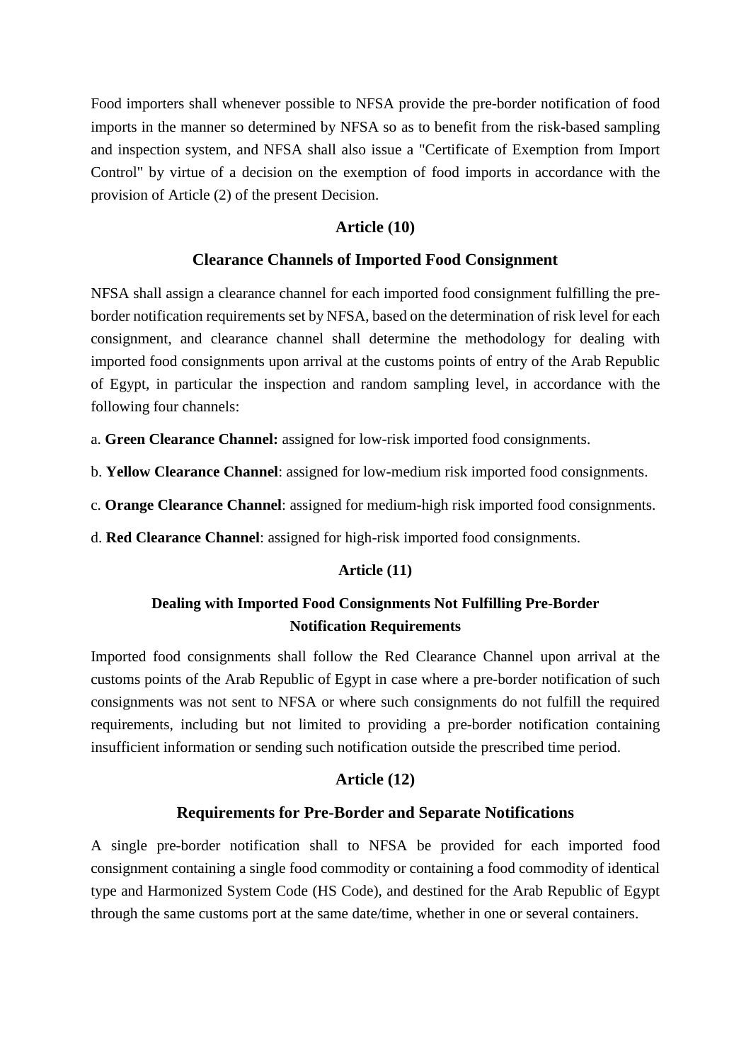Food importers shall whenever possible to NFSA provide the pre-border notification of food imports in the manner so determined by NFSA so as to benefit from the risk-based sampling and inspection system, and NFSA shall also issue a "Certificate of Exemption from Import Control" by virtue of a decision on the exemption of food imports in accordance with the provision of Article (2) of the present Decision.

## Article (10)

## Clearance Channels of Imported Food Consignment

NFSA shall assign a clearance channel for each imported food consignment fulfilling the pre-border notification requirements set by NFSA, based on the determination of risk level for each consignment, and clearance channel shall determine the methodology for dealing with imported food consignments upon arrival at the customs points of entry of the Arab Republic of Egypt, in particular the inspection and random sampling level, in accordance with the following four channels:

a. **Green Clearance Channel:** assigned for low-risk imported food consignments.

b. **Yellow Clearance Channel**: assigned for low-medium risk imported food consignments.

c. **Orange Clearance Channel**: assigned for medium-high risk imported food consignments.

d. **Red Clearance Channel**: assigned for high-risk imported food consignments.

### Article (11)

### Dealing with Imported Food Consignments Not Fulfilling Pre-Border Notification Requirements

Imported food consignments shall follow the Red Clearance Channel upon arrival at the customs points of the Arab Republic of Egypt in case where a pre-border notification of such consignments was not sent to NFSA or where such consignments do not fulfill the required requirements, including but not limited to providing a pre-border notification containing insufficient information or sending such notification outside the prescribed time period.

## Article (12)

## Requirements for Pre-Border and Separate Notifications

A single pre-border notification shall to NFSA be provided for each imported food consignment containing a single food commodity or containing a food commodity of identical type and Harmonized System Code (HS Code), and destined for the Arab Republic of Egypt through the same customs port at the same date/time, whether in one or several containers.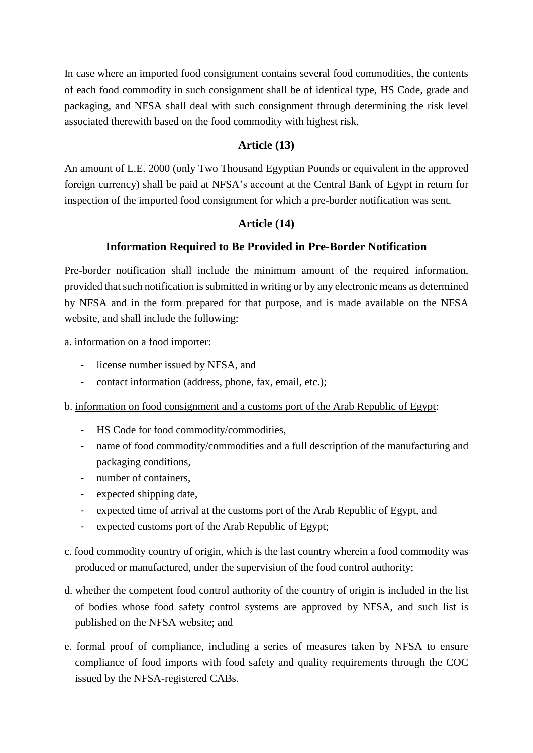In case where an imported food consignment contains several food commodities, the contents of each food commodity in such consignment shall be of identical type, HS Code, grade and packaging, and NFSA shall deal with such consignment through determining the risk level associated therewith based on the food commodity with highest risk.

## Article (13)

An amount of L.E. 2000 (only Two Thousand Egyptian Pounds or equivalent in the approved foreign currency) shall be paid at NFSA's account at the Central Bank of Egypt in return for inspection of the imported food consignment for which a pre-border notification was sent.

## Article (14)

## Information Required to Be Provided in Pre-Border Notification

Pre-border notification shall include the minimum amount of the required information, provided that such notification is submitted in writing or by any electronic means as determined by NFSA and in the form prepared for that purpose, and is made available on the NFSA website, and shall include the following:

a. information on a food importer:

- license number issued by NFSA, and
- contact information (address, phone, fax, email, etc.);

b. information on food consignment and a customs port of the Arab Republic of Egypt:

- HS Code for food commodity/commodities,
- name of food commodity/commodities and a full description of the manufacturing and packaging conditions,
- number of containers,
- expected shipping date,
- expected time of arrival at the customs port of the Arab Republic of Egypt, and
- expected customs port of the Arab Republic of Egypt;

c. food commodity country of origin, which is the last country wherein a food commodity was produced or manufactured, under the supervision of the food control authority;

d. whether the competent food control authority of the country of origin is included in the list of bodies whose food safety control systems are approved by NFSA, and such list is published on the NFSA website; and

e. formal proof of compliance, including a series of measures taken by NFSA to ensure compliance of food imports with food safety and quality requirements through the COC issued by the NFSA-registered CABs.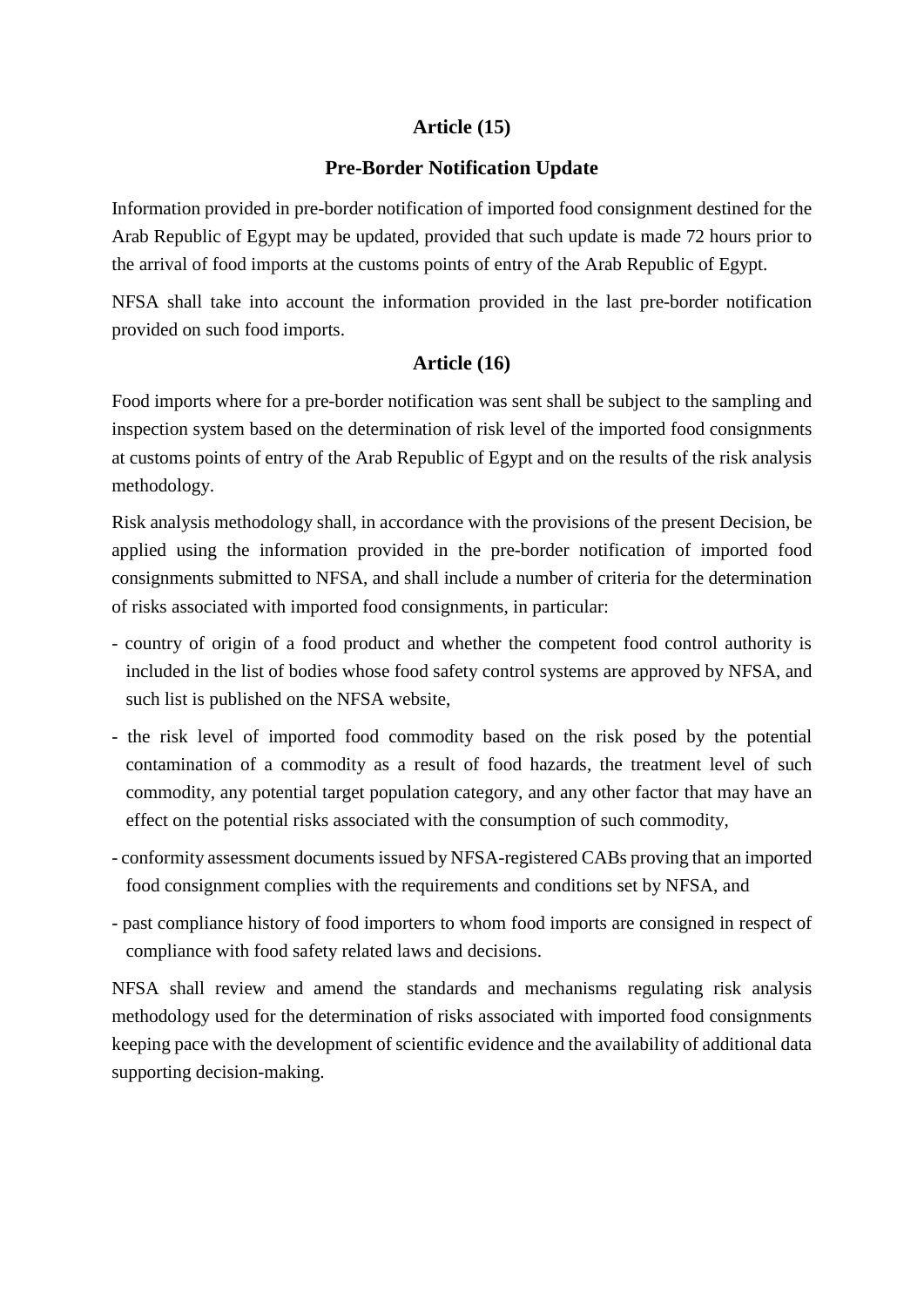## Article (15)

## Pre-Border Notification Update

Information provided in pre-border notification of imported food consignment destined for the Arab Republic of Egypt may be updated, provided that such update is made 72 hours prior to the arrival of food imports at the customs points of entry of the Arab Republic of Egypt.

NFSA shall take into account the information provided in the last pre-border notification provided on such food imports.

## Article (16)

Food imports where for a pre-border notification was sent shall be subject to the sampling and inspection system based on the determination of risk level of the imported food consignments at customs points of entry of the Arab Republic of Egypt and on the results of the risk analysis methodology.

Risk analysis methodology shall, in accordance with the provisions of the present Decision, be applied using the information provided in the pre-border notification of imported food consignments submitted to NFSA, and shall include a number of criteria for the determination of risks associated with imported food consignments, in particular:

- country of origin of a food product and whether the competent food control authority is included in the list of bodies whose food safety control systems are approved by NFSA, and such list is published on the NFSA website,
- the risk level of imported food commodity based on the risk posed by the potential contamination of a commodity as a result of food hazards, the treatment level of such commodity, any potential target population category, and any other factor that may have an effect on the potential risks associated with the consumption of such commodity,
- conformity assessment documents issued by NFSA-registered CABs proving that an imported food consignment complies with the requirements and conditions set by NFSA, and
- past compliance history of food importers to whom food imports are consigned in respect of compliance with food safety related laws and decisions.

NFSA shall review and amend the standards and mechanisms regulating risk analysis methodology used for the determination of risks associated with imported food consignments keeping pace with the development of scientific evidence and the availability of additional data supporting decision-making.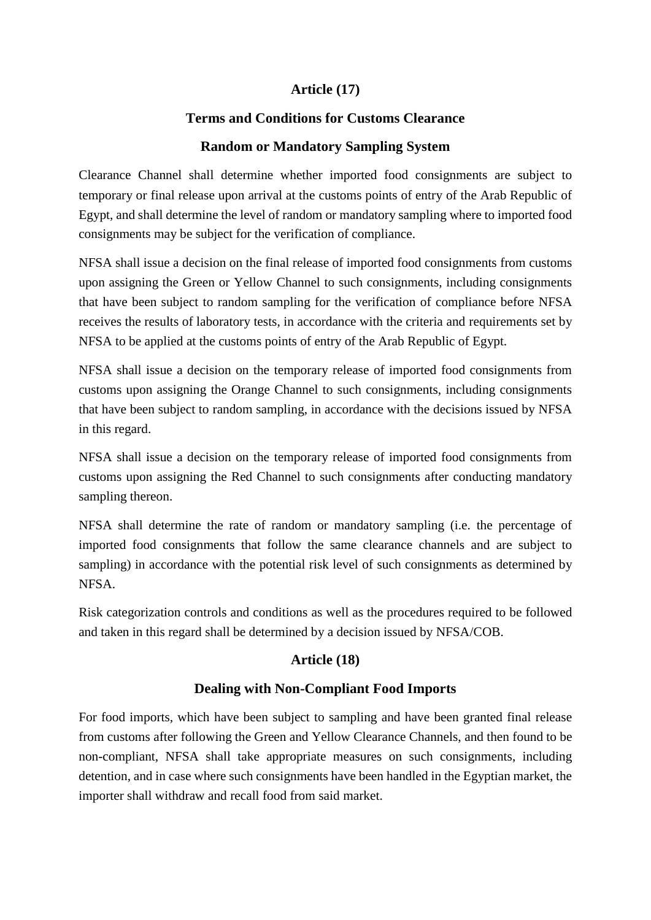## Article (17)

### Terms and Conditions for Customs Clearance

### Random or Mandatory Sampling System

Clearance Channel shall determine whether imported food consignments are subject to temporary or final release upon arrival at the customs points of entry of the Arab Republic of Egypt, and shall determine the level of random or mandatory sampling where to imported food consignments may be subject for the verification of compliance.

NFSA shall issue a decision on the final release of imported food consignments from customs upon assigning the Green or Yellow Channel to such consignments, including consignments that have been subject to random sampling for the verification of compliance before NFSA receives the results of laboratory tests, in accordance with the criteria and requirements set by NFSA to be applied at the customs points of entry of the Arab Republic of Egypt.

NFSA shall issue a decision on the temporary release of imported food consignments from customs upon assigning the Orange Channel to such consignments, including consignments that have been subject to random sampling, in accordance with the decisions issued by NFSA in this regard.

NFSA shall issue a decision on the temporary release of imported food consignments from customs upon assigning the Red Channel to such consignments after conducting mandatory sampling thereon.

NFSA shall determine the rate of random or mandatory sampling (i.e. the percentage of imported food consignments that follow the same clearance channels and are subject to sampling) in accordance with the potential risk level of such consignments as determined by NFSA.

Risk categorization controls and conditions as well as the procedures required to be followed and taken in this regard shall be determined by a decision issued by NFSA/COB.

## Article (18)

### Dealing with Non-Compliant Food Imports

For food imports, which have been subject to sampling and have been granted final release from customs after following the Green and Yellow Clearance Channels, and then found to be non-compliant, NFSA shall take appropriate measures on such consignments, including detention, and in case where such consignments have been handled in the Egyptian market, the importer shall withdraw and recall food from said market.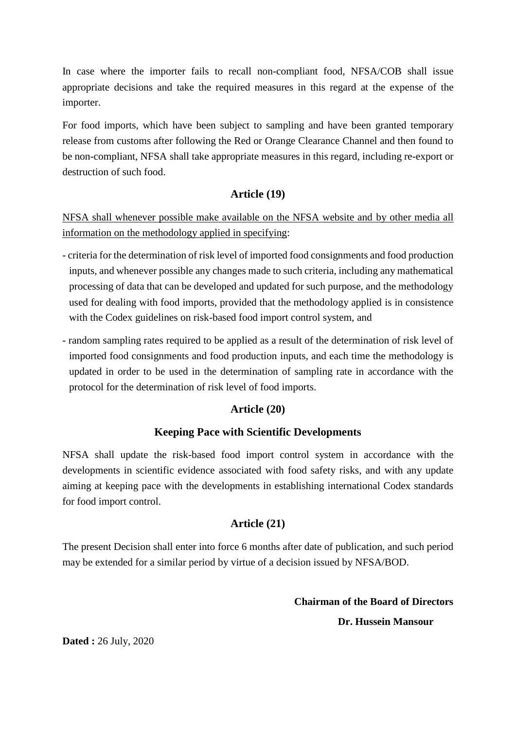In case where the importer fails to recall non-compliant food, NFSA/COB shall issue appropriate decisions and take the required measures in this regard at the expense of the importer.

For food imports, which have been subject to sampling and have been granted temporary release from customs after following the Red or Orange Clearance Channel and then found to be non-compliant, NFSA shall take appropriate measures in this regard, including re-export or destruction of such food.

### Article (19)

<u>NFSA shall whenever possible make available on the NFSA website and by other media all information on the methodology applied in specifying</u>:

- criteria for the determination of risk level of imported food consignments and food production inputs, and whenever possible any changes made to such criteria, including any mathematical processing of data that can be developed and updated for such purpose, and the methodology used for dealing with food imports, provided that the methodology applied is in consistence with the Codex guidelines on risk-based food import control system, and
- random sampling rates required to be applied as a result of the determination of risk level of imported food consignments and food production inputs, and each time the methodology is updated in order to be used in the determination of sampling rate in accordance with the protocol for the determination of risk level of food imports.

### Article (20)

### Keeping Pace with Scientific Developments

NFSA shall update the risk-based food import control system in accordance with the developments in scientific evidence associated with food safety risks, and with any update aiming at keeping pace with the developments in establishing international Codex standards for food import control.

### Article (21)

The present Decision shall enter into force 6 months after date of publication, and such period may be extended for a similar period by virtue of a decision issued by NFSA/BOD.

**Chairman of the Board of Directors**

**Dr. Hussein Mansour**

**Dated :** 26 July, 2020